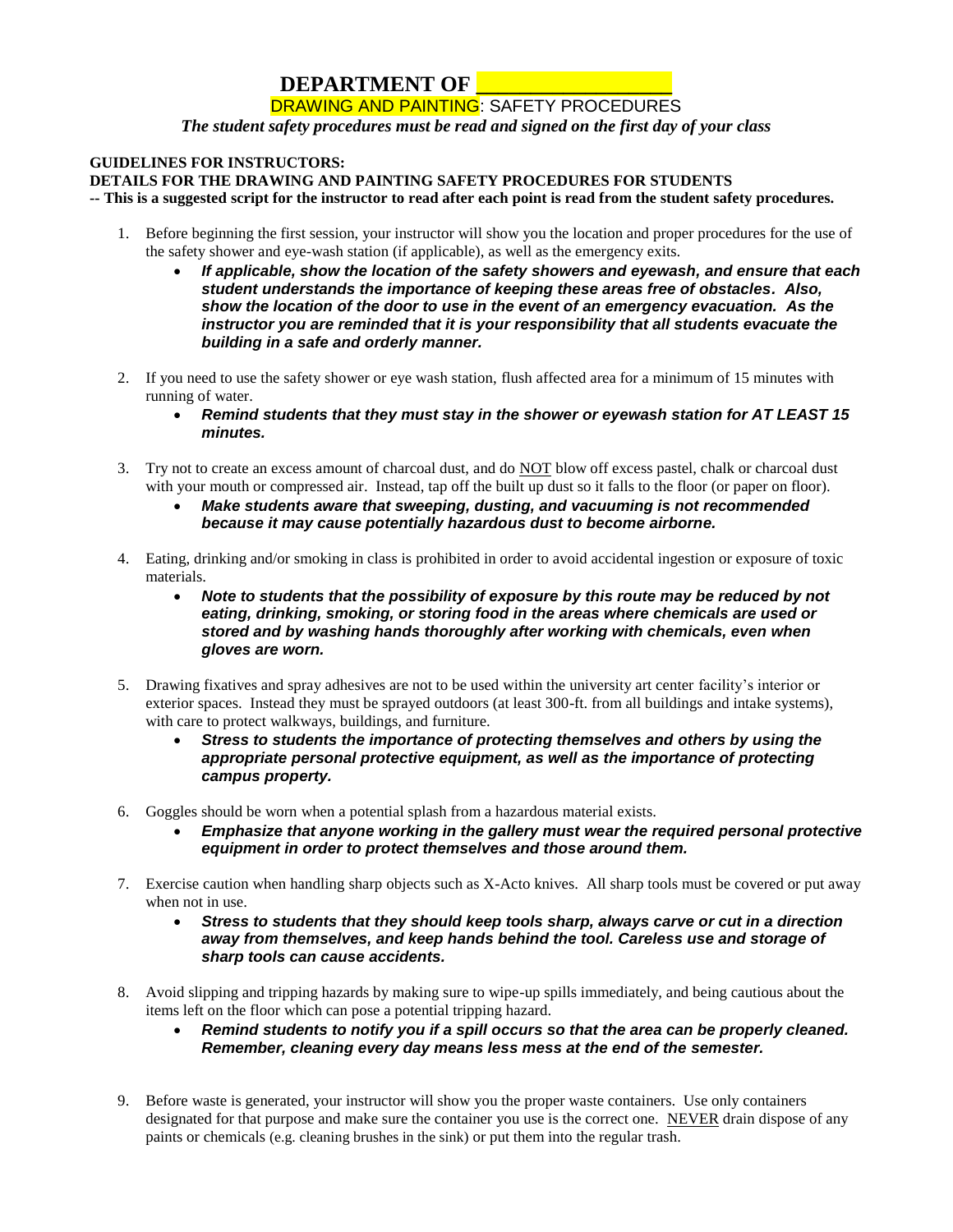# DEPARTMENT OF ___________________

DRAWING AND PAINTING: SAFETY PROCEDURES

***The student safety procedures must be read and signed on the first day of your class***

**GUIDELINES FOR INSTRUCTORS:**

**DETAILS FOR THE DRAWING AND PAINTING SAFETY PROCEDURES FOR STUDENTS**

**-- This is a suggested script for the instructor to read after each point is read from the student safety procedures.**

1. Before beginning the first session, your instructor will show you the location and proper procedures for the use of the safety shower and eye-wash station (if applicable), as well as the emergency exits.
   - ***If applicable, show the location of the safety showers and eyewash, and ensure that each student understands the importance of keeping these areas free of obstacles. Also, show the location of the door to use in the event of an emergency evacuation. As the instructor you are reminded that it is your responsibility that all students evacuate the building in a safe and orderly manner.***

2. If you need to use the safety shower or eye wash station, flush affected area for a minimum of 15 minutes with running of water.
   - ***Remind students that they must stay in the shower or eyewash station for AT LEAST 15 minutes.***

3. Try not to create an excess amount of charcoal dust, and do NOT blow off excess pastel, chalk or charcoal dust with your mouth or compressed air. Instead, tap off the built up dust so it falls to the floor (or paper on floor).
   - ***Make students aware that sweeping, dusting, and vacuuming is not recommended because it may cause potentially hazardous dust to become airborne.***

4. Eating, drinking and/or smoking in class is prohibited in order to avoid accidental ingestion or exposure of toxic materials.
   - ***Note to students that the possibility of exposure by this route may be reduced by not eating, drinking, smoking, or storing food in the areas where chemicals are used or stored and by washing hands thoroughly after working with chemicals, even when gloves are worn.***

5. Drawing fixatives and spray adhesives are not to be used within the university art center facility's interior or exterior spaces. Instead they must be sprayed outdoors (at least 300-ft. from all buildings and intake systems), with care to protect walkways, buildings, and furniture.
   - ***Stress to students the importance of protecting themselves and others by using the appropriate personal protective equipment, as well as the importance of protecting campus property.***

6. Goggles should be worn when a potential splash from a hazardous material exists.
   - ***Emphasize that anyone working in the gallery must wear the required personal protective equipment in order to protect themselves and those around them.***

7. Exercise caution when handling sharp objects such as X-Acto knives. All sharp tools must be covered or put away when not in use.
   - ***Stress to students that they should keep tools sharp, always carve or cut in a direction away from themselves, and keep hands behind the tool. Careless use and storage of sharp tools can cause accidents.***

8. Avoid slipping and tripping hazards by making sure to wipe-up spills immediately, and being cautious about the items left on the floor which can pose a potential tripping hazard.
   - ***Remind students to notify you if a spill occurs so that the area can be properly cleaned. Remember, cleaning every day means less mess at the end of the semester.***

9. Before waste is generated, your instructor will show you the proper waste containers. Use only containers designated for that purpose and make sure the container you use is the correct one. NEVER drain dispose of any paints or chemicals (e.g. cleaning brushes in the sink) or put them into the regular trash.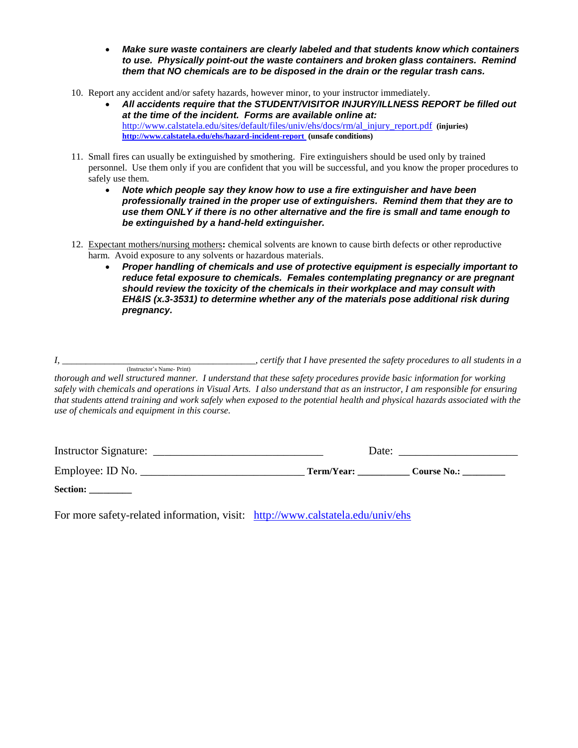- ***Make sure waste containers are clearly labeled and that students know which containers to use. Physically point-out the waste containers and broken glass containers. Remind them that NO chemicals are to be disposed in the drain or the regular trash cans.***

10. Report any accident and/or safety hazards, however minor, to your instructor immediately.
    - ***All accidents require that the STUDENT/VISITOR INJURY/ILLNESS REPORT be filled out at the time of the incident. Forms are available online at:***
      http://www.calstatela.edu/sites/default/files/univ/ehs/docs/rm/al_injury_report.pdf **(injuries)**
      **http://www.calstatela.edu/ehs/hazard-incident-report** **(unsafe conditions)**

11. Small fires can usually be extinguished by smothering. Fire extinguishers should be used only by trained personnel. Use them only if you are confident that you will be successful, and you know the proper procedures to safely use them.
    - ***Note which people say they know how to use a fire extinguisher and have been professionally trained in the proper use of extinguishers. Remind them that they are to use them ONLY if there is no other alternative and the fire is small and tame enough to be extinguished by a hand-held extinguisher.***

12. Expectant mothers/nursing mothers**:** chemical solvents are known to cause birth defects or other reproductive harm. Avoid exposure to any solvents or hazardous materials.
    - ***Proper handling of chemicals and use of protective equipment is especially important to reduce fetal exposure to chemicals. Females contemplating pregnancy or are pregnant should review the toxicity of the chemicals in their workplace and may consult with EH&IS (x.3-3531) to determine whether any of the materials pose additional risk during pregnancy.***

*I, ________________________________________, certify that I have presented the safety procedures to all students in a*
(Instructor's Name- Print)
*thorough and well structured manner. I understand that these safety procedures provide basic information for working safely with chemicals and operations in Visual Arts. I also understand that as an instructor, I am responsible for ensuring that students attend training and work safely when exposed to the potential health and physical hazards associated with the use of chemicals and equipment in this course.*

Instructor Signature: ______________________________ Date: _____________________

Employee: ID No. _____________________________ **Term/Year: __________ Course No.: ________**

**Section: ________**

For more safety-related information, visit: http://www.calstatela.edu/univ/ehs